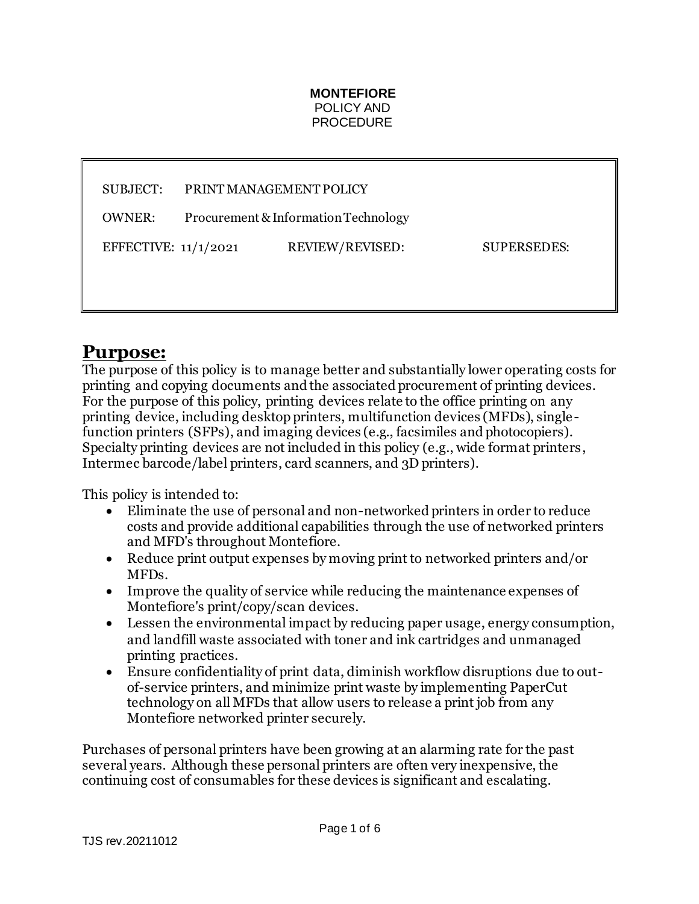**MONTEFIORE**
POLICY AND
PROCEDURE

| SUBJECT: | PRINT MANAGEMENT POLICY | |
|---|---|---|
| OWNER: | Procurement & Information Technology | |
| EFFECTIVE: 11/1/2021 | REVIEW/REVISED: | SUPERSEDES: |

# Purpose:

The purpose of this policy is to manage better and substantially lower operating costs for printing and copying documents and the associated procurement of printing devices. For the purpose of this policy, printing devices relate to the office printing on any printing device, including desktop printers, multifunction devices (MFDs), single-function printers (SFPs), and imaging devices (e.g., facsimiles and photocopiers). Specialty printing devices are not included in this policy (e.g., wide format printers, Intermec barcode/label printers, card scanners, and 3D printers).

This policy is intended to:

- Eliminate the use of personal and non-networked printers in order to reduce costs and provide additional capabilities through the use of networked printers and MFD's throughout Montefiore.
- Reduce print output expenses by moving print to networked printers and/or MFDs.
- Improve the quality of service while reducing the maintenance expenses of Montefiore's print/copy/scan devices.
- Lessen the environmental impact by reducing paper usage, energy consumption, and landfill waste associated with toner and ink cartridges and unmanaged printing practices.
- Ensure confidentiality of print data, diminish workflow disruptions due to out-of-service printers, and minimize print waste by implementing PaperCut technology on all MFDs that allow users to release a print job from any Montefiore networked printer securely.

Purchases of personal printers have been growing at an alarming rate for the past several years. Although these personal printers are often very inexpensive, the continuing cost of consumables for these devices is significant and escalating.

TJS rev.20211012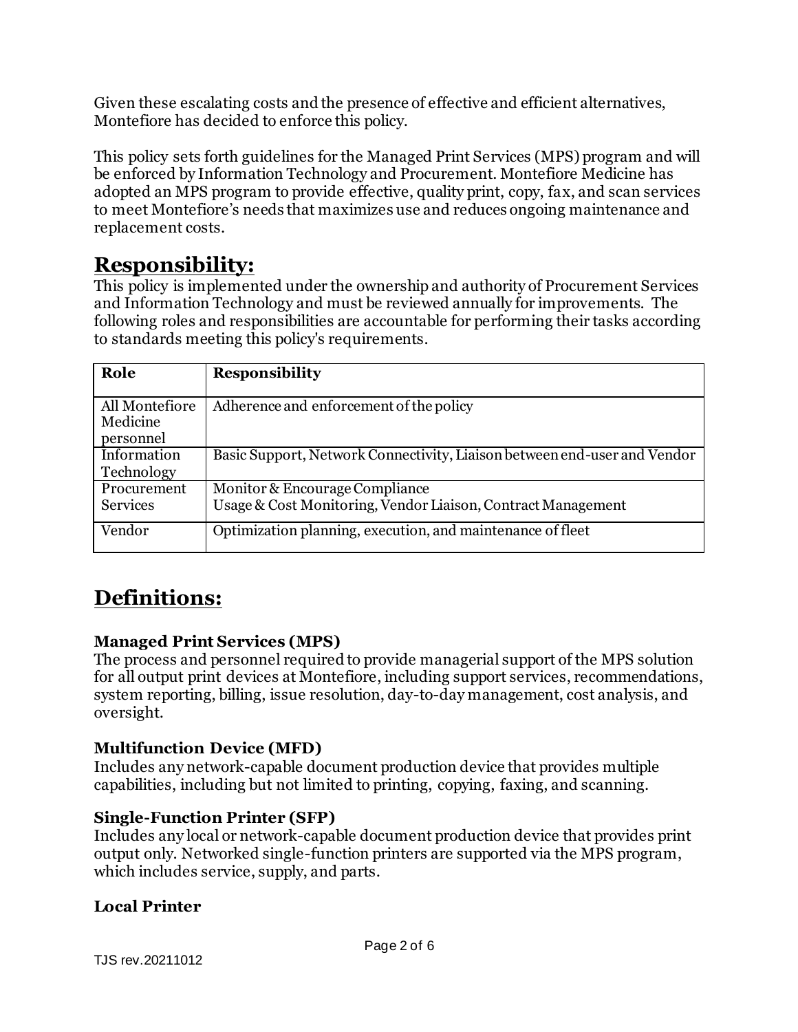Given these escalating costs and the presence of effective and efficient alternatives, Montefiore has decided to enforce this policy.

This policy sets forth guidelines for the Managed Print Services (MPS) program and will be enforced by Information Technology and Procurement. Montefiore Medicine has adopted an MPS program to provide effective, quality print, copy, fax, and scan services to meet Montefiore's needs that maximizes use and reduces ongoing maintenance and replacement costs.

# Responsibility:

This policy is implemented under the ownership and authority of Procurement Services and Information Technology and must be reviewed annually for improvements. The following roles and responsibilities are accountable for performing their tasks according to standards meeting this policy's requirements.

| Role | Responsibility |
|---|---|
| All Montefiore Medicine personnel | Adherence and enforcement of the policy |
| Information Technology | Basic Support, Network Connectivity, Liaison between end-user and Vendor |
| Procurement Services | Monitor & Encourage Compliance<br>Usage & Cost Monitoring, Vendor Liaison, Contract Management |
| Vendor | Optimization planning, execution, and maintenance of fleet |

# Definitions:

### Managed Print Services (MPS)

The process and personnel required to provide managerial support of the MPS solution for all output print devices at Montefiore, including support services, recommendations, system reporting, billing, issue resolution, day-to-day management, cost analysis, and oversight.

### Multifunction Device (MFD)

Includes any network-capable document production device that provides multiple capabilities, including but not limited to printing, copying, faxing, and scanning.

### Single-Function Printer (SFP)

Includes any local or network-capable document production device that provides print output only. Networked single-function printers are supported via the MPS program, which includes service, supply, and parts.

### Local Printer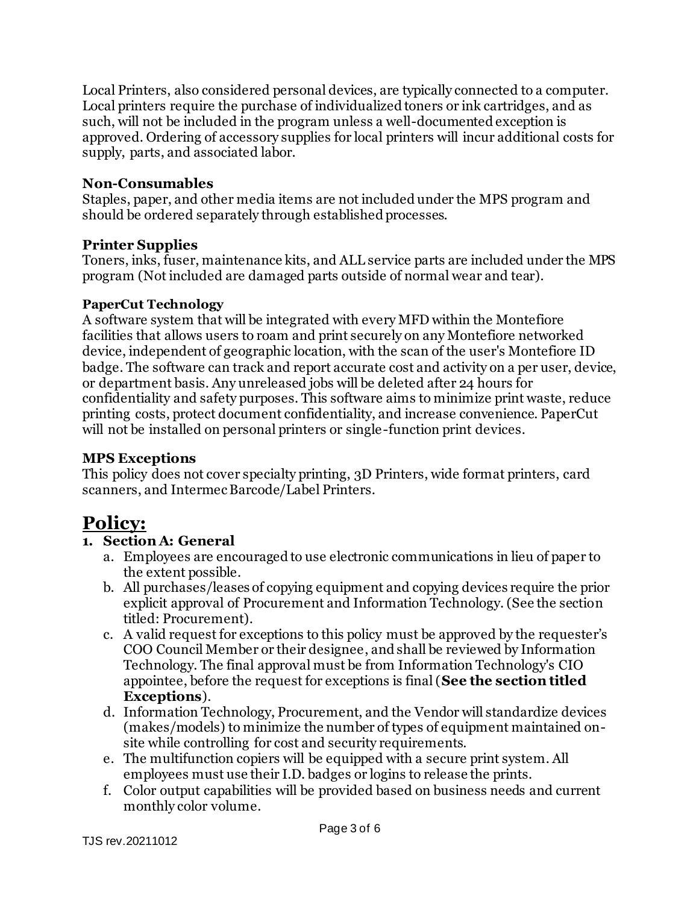Local Printers, also considered personal devices, are typically connected to a computer. Local printers require the purchase of individualized toners or ink cartridges, and as such, will not be included in the program unless a well-documented exception is approved. Ordering of accessory supplies for local printers will incur additional costs for supply, parts, and associated labor.

### Non-Consumables

Staples, paper, and other media items are not included under the MPS program and should be ordered separately through established processes.

### Printer Supplies

Toners, inks, fuser, maintenance kits, and ALL service parts are included under the MPS program (Not included are damaged parts outside of normal wear and tear).

### PaperCut Technology

A software system that will be integrated with every MFD within the Montefiore facilities that allows users to roam and print securely on any Montefiore networked device, independent of geographic location, with the scan of the user's Montefiore ID badge. The software can track and report accurate cost and activity on a per user, device, or department basis. Any unreleased jobs will be deleted after 24 hours for confidentiality and safety purposes. This software aims to minimize print waste, reduce printing costs, protect document confidentiality, and increase convenience. PaperCut will not be installed on personal printers or single-function print devices.

### MPS Exceptions

This policy does not cover specialty printing, 3D Printers, wide format printers, card scanners, and Intermec Barcode/Label Printers.

# Policy:

1. **Section A: General**
   a. Employees are encouraged to use electronic communications in lieu of paper to the extent possible.
   b. All purchases/leases of copying equipment and copying devices require the prior explicit approval of Procurement and Information Technology. (See the section titled: Procurement).
   c. A valid request for exceptions to this policy must be approved by the requester's COO Council Member or their designee, and shall be reviewed by Information Technology. The final approval must be from Information Technology's CIO appointee, before the request for exceptions is final (**See the section titled Exceptions**).
   d. Information Technology, Procurement, and the Vendor will standardize devices (makes/models) to minimize the number of types of equipment maintained on-site while controlling for cost and security requirements.
   e. The multifunction copiers will be equipped with a secure print system. All employees must use their I.D. badges or logins to release the prints.
   f. Color output capabilities will be provided based on business needs and current monthly color volume.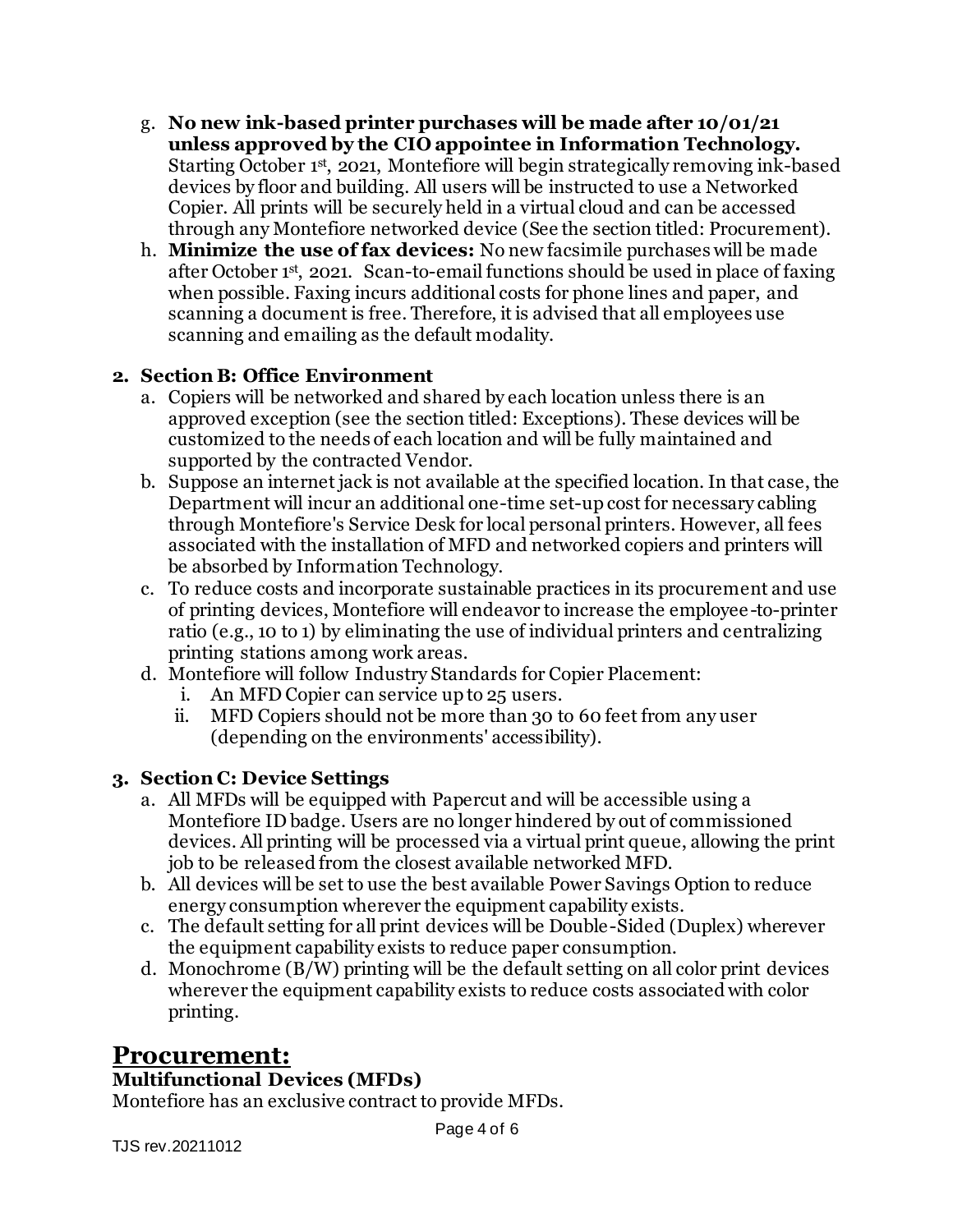g. **No new ink-based printer purchases will be made after 10/01/21 unless approved by the CIO appointee in Information Technology.** Starting October 1st, 2021, Montefiore will begin strategically removing ink-based devices by floor and building. All users will be instructed to use a Networked Copier. All prints will be securely held in a virtual cloud and can be accessed through any Montefiore networked device (See the section titled: Procurement).

h. **Minimize the use of fax devices:** No new facsimile purchases will be made after October 1st, 2021. Scan-to-email functions should be used in place of faxing when possible. Faxing incurs additional costs for phone lines and paper, and scanning a document is free. Therefore, it is advised that all employees use scanning and emailing as the default modality.

**2. Section B: Office Environment**

a. Copiers will be networked and shared by each location unless there is an approved exception (see the section titled: Exceptions). These devices will be customized to the needs of each location and will be fully maintained and supported by the contracted Vendor.

b. Suppose an internet jack is not available at the specified location. In that case, the Department will incur an additional one-time set-up cost for necessary cabling through Montefiore's Service Desk for local personal printers. However, all fees associated with the installation of MFD and networked copiers and printers will be absorbed by Information Technology.

c. To reduce costs and incorporate sustainable practices in its procurement and use of printing devices, Montefiore will endeavor to increase the employee-to-printer ratio (e.g., 10 to 1) by eliminating the use of individual printers and centralizing printing stations among work areas.

d. Montefiore will follow Industry Standards for Copier Placement:

   i. An MFD Copier can service up to 25 users.

   ii. MFD Copiers should not be more than 30 to 60 feet from any user (depending on the environments' accessibility).

**3. Section C: Device Settings**

a. All MFDs will be equipped with Papercut and will be accessible using a Montefiore ID badge. Users are no longer hindered by out of commissioned devices. All printing will be processed via a virtual print queue, allowing the print job to be released from the closest available networked MFD.

b. All devices will be set to use the best available Power Savings Option to reduce energy consumption wherever the equipment capability exists.

c. The default setting for all print devices will be Double-Sided (Duplex) wherever the equipment capability exists to reduce paper consumption.

d. Monochrome (B/W) printing will be the default setting on all color print devices wherever the equipment capability exists to reduce costs associated with color printing.

## Procurement:

### Multifunctional Devices (MFDs)

Montefiore has an exclusive contract to provide MFDs.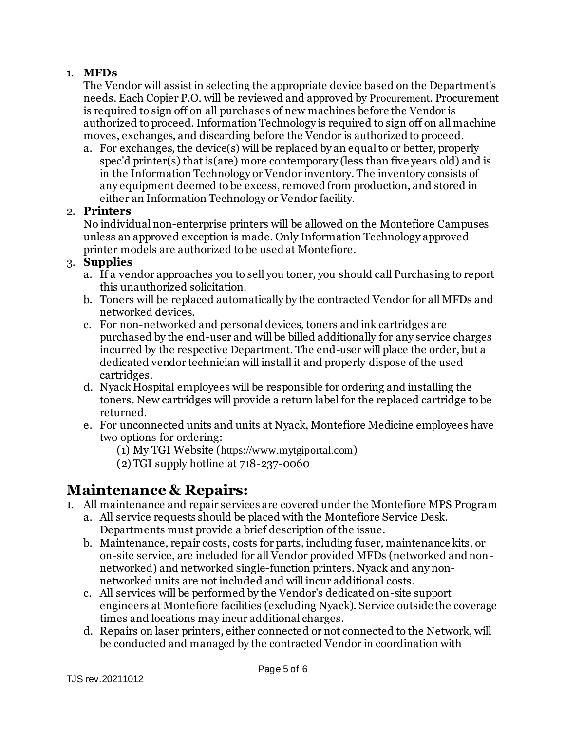1. **MFDs**
   The Vendor will assist in selecting the appropriate device based on the Department's needs. Each Copier P.O. will be reviewed and approved by Procurement. Procurement is required to sign off on all purchases of new machines before the Vendor is authorized to proceed. Information Technology is required to sign off on all machine moves, exchanges, and discarding before the Vendor is authorized to proceed.
   a. For exchanges, the device(s) will be replaced by an equal to or better, properly spec'd printer(s) that is(are) more contemporary (less than five years old) and is in the Information Technology or Vendor inventory. The inventory consists of any equipment deemed to be excess, removed from production, and stored in either an Information Technology or Vendor facility.
2. **Printers**
   No individual non-enterprise printers will be allowed on the Montefiore Campuses unless an approved exception is made. Only Information Technology approved printer models are authorized to be used at Montefiore.
3. **Supplies**
   a. If a vendor approaches you to sell you toner, you should call Purchasing to report this unauthorized solicitation.
   b. Toners will be replaced automatically by the contracted Vendor for all MFDs and networked devices.
   c. For non-networked and personal devices, toners and ink cartridges are purchased by the end-user and will be billed additionally for any service charges incurred by the respective Department. The end-user will place the order, but a dedicated vendor technician will install it and properly dispose of the used cartridges.
   d. Nyack Hospital employees will be responsible for ordering and installing the toners. New cartridges will provide a return label for the replaced cartridge to be returned.
   e. For unconnected units and units at Nyack, Montefiore Medicine employees have two options for ordering:
      (1) My TGI Website (https://www.mytgiportal.com)
      (2) TGI supply hotline at 718-237-0060

## Maintenance & Repairs:

1. All maintenance and repair services are covered under the Montefiore MPS Program
   a. All service requests should be placed with the Montefiore Service Desk. Departments must provide a brief description of the issue.
   b. Maintenance, repair costs, costs for parts, including fuser, maintenance kits, or on-site service, are included for all Vendor provided MFDs (networked and non-networked) and networked single-function printers. Nyack and any non-networked units are not included and will incur additional costs.
   c. All services will be performed by the Vendor's dedicated on-site support engineers at Montefiore facilities (excluding Nyack). Service outside the coverage times and locations may incur additional charges.
   d. Repairs on laser printers, either connected or not connected to the Network, will be conducted and managed by the contracted Vendor in coordination with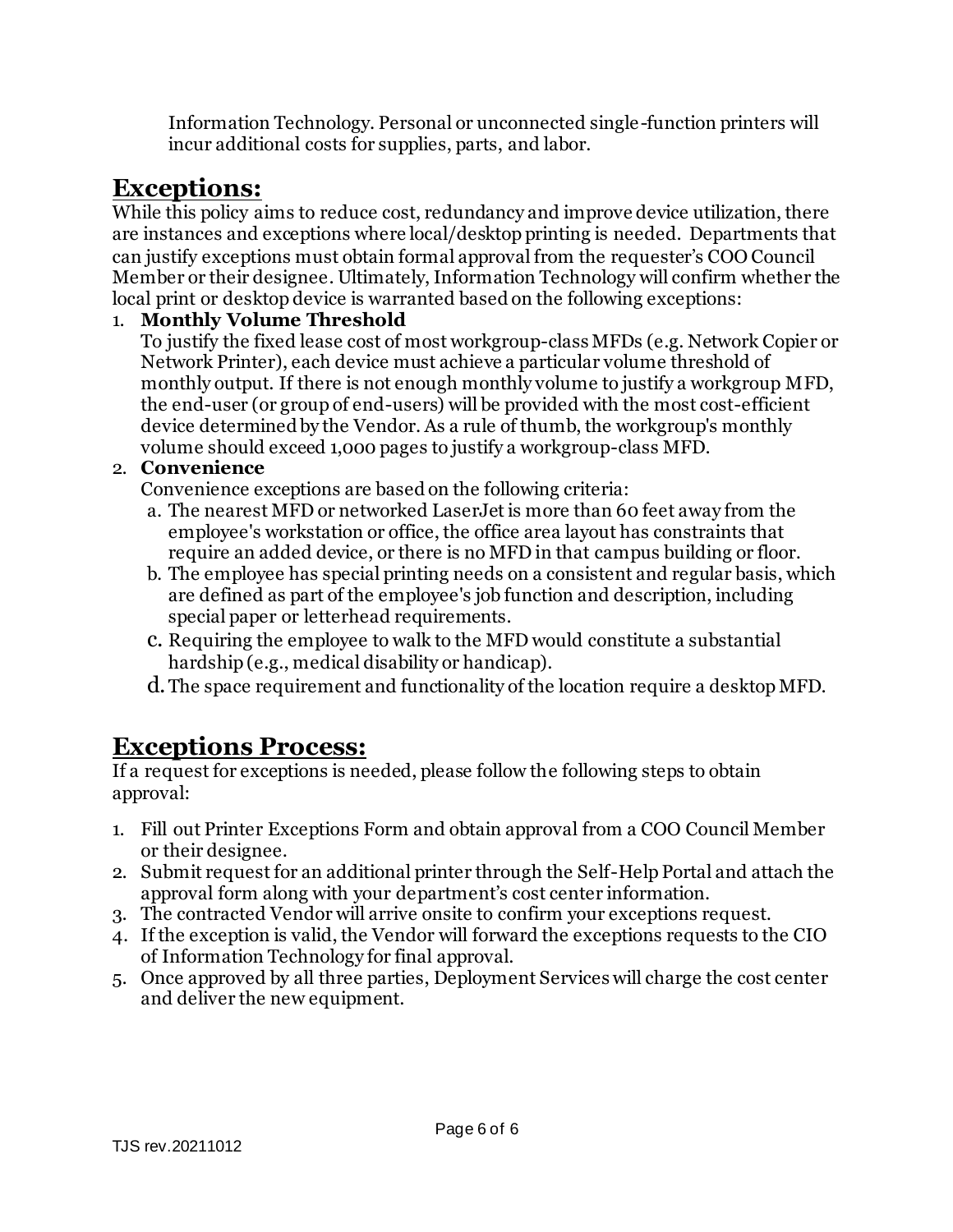Information Technology. Personal or unconnected single-function printers will incur additional costs for supplies, parts, and labor.

## Exceptions:

While this policy aims to reduce cost, redundancy and improve device utilization, there are instances and exceptions where local/desktop printing is needed. Departments that can justify exceptions must obtain formal approval from the requester's COO Council Member or their designee. Ultimately, Information Technology will confirm whether the local print or desktop device is warranted based on the following exceptions:

1. **Monthly Volume Threshold**
   To justify the fixed lease cost of most workgroup-class MFDs (e.g. Network Copier or Network Printer), each device must achieve a particular volume threshold of monthly output. If there is not enough monthly volume to justify a workgroup MFD, the end-user (or group of end-users) will be provided with the most cost-efficient device determined by the Vendor. As a rule of thumb, the workgroup's monthly volume should exceed 1,000 pages to justify a workgroup-class MFD.
2. **Convenience**
   Convenience exceptions are based on the following criteria:
   a. The nearest MFD or networked LaserJet is more than 60 feet away from the employee's workstation or office, the office area layout has constraints that require an added device, or there is no MFD in that campus building or floor.
   b. The employee has special printing needs on a consistent and regular basis, which are defined as part of the employee's job function and description, including special paper or letterhead requirements.
   c. Requiring the employee to walk to the MFD would constitute a substantial hardship (e.g., medical disability or handicap).
   d. The space requirement and functionality of the location require a desktop MFD.

## Exceptions Process:

If a request for exceptions is needed, please follow the following steps to obtain approval:

1. Fill out Printer Exceptions Form and obtain approval from a COO Council Member or their designee.
2. Submit request for an additional printer through the Self-Help Portal and attach the approval form along with your department's cost center information.
3. The contracted Vendor will arrive onsite to confirm your exceptions request.
4. If the exception is valid, the Vendor will forward the exceptions requests to the CIO of Information Technology for final approval.
5. Once approved by all three parties, Deployment Services will charge the cost center and deliver the new equipment.

TJS rev.20211012